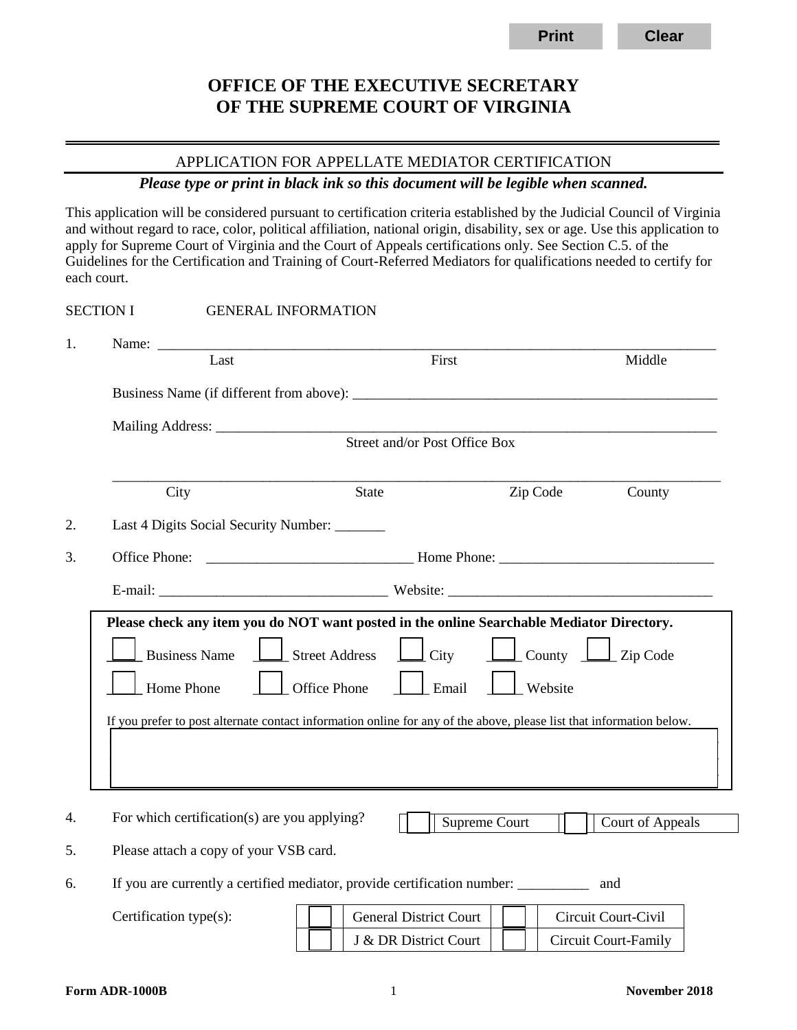# OFFICE OF THE EXECUTIVE SECRETARY
# OF THE SUPREME COURT OF VIRGINIA

## APPLICATION FOR APPELLATE MEDIATOR CERTIFICATION

***Please type or print in black ink so this document will be legible when scanned.***

This application will be considered pursuant to certification criteria established by the Judicial Council of Virginia and without regard to race, color, political affiliation, national origin, disability, sex or age. Use this application to apply for Supreme Court of Virginia and the Court of Appeals certifications only. See Section C.5. of the Guidelines for the Certification and Training of Court-Referred Mediators for qualifications needed to certify for each court.

SECTION I GENERAL INFORMATION

1. Name: ______________________________________________________________________________
   Last First Middle

   Business Name (if different from above): ___________________________________________________

   Mailing Address: ______________________________________________________________________
   Street and/or Post Office Box

   ______________________________________________________________________________________
   City State Zip Code County

2. Last 4 Digits Social Security Number: _______

3. Office Phone: _____________________________ Home Phone: ______________________________

   E-mail: ________________________________ Website: _____________________________________

**Please check any item you do NOT want posted in the online Searchable Mediator Directory.**

☐ Business Name ☐ Street Address ☐ City ☐ County ☐ Zip Code

☐ Home Phone ☐ Office Phone ☐ Email ☐ Website

If you prefer to post alternate contact information online for any of the above, please list that information below.

4. For which certification(s) are you applying? ☐ Supreme Court ☐ Court of Appeals

5. Please attach a copy of your VSB card.

6. If you are currently a certified mediator, provide certification number: __________ and

   Certification type(s):

| | | | |
|---|---|---|---|
| ☐ | General District Court | ☐ | Circuit Court-Civil |
| ☐ | J & DR District Court | ☐ | Circuit Court-Family |

Form ADR-1000B November 2018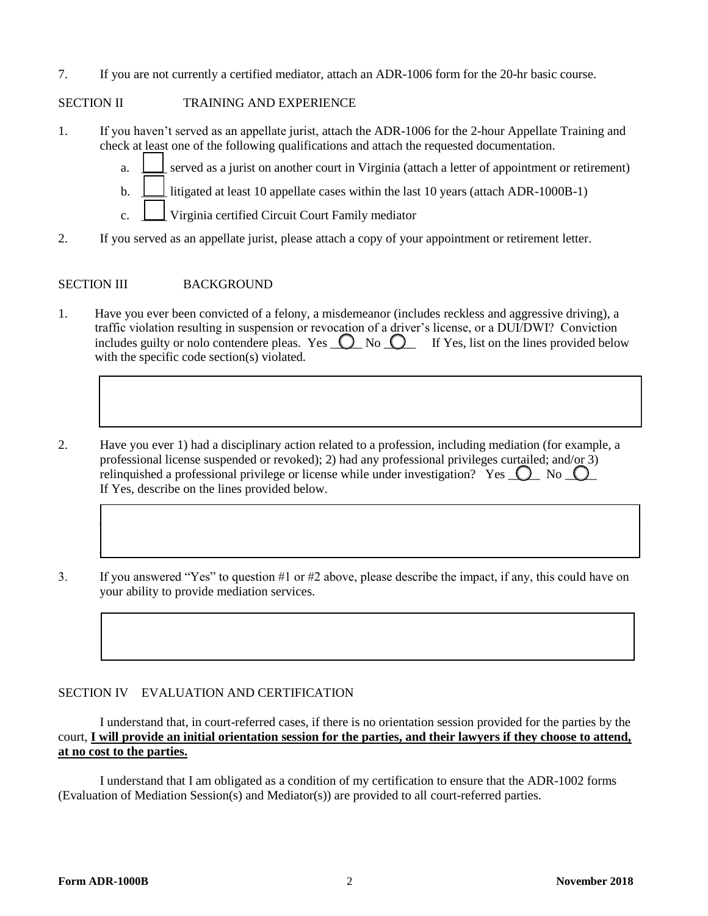7. If you are not currently a certified mediator, attach an ADR-1006 form for the 20-hr basic course.

## SECTION II TRAINING AND EXPERIENCE

1. If you haven't served as an appellate jurist, attach the ADR-1006 for the 2-hour Appellate Training and check at least one of the following qualifications and attach the requested documentation.
   - a. ☐ served as a jurist on another court in Virginia (attach a letter of appointment or retirement)
   - b. ☐ litigated at least 10 appellate cases within the last 10 years (attach ADR-1000B-1)
   - c. ☐ Virginia certified Circuit Court Family mediator
2. If you served as an appellate jurist, please attach a copy of your appointment or retirement letter.

## SECTION III BACKGROUND

1. Have you ever been convicted of a felony, a misdemeanor (includes reckless and aggressive driving), a traffic violation resulting in suspension or revocation of a driver's license, or a DUI/DWI? Conviction includes guilty or nolo contendere pleas. Yes ○ No ○ If Yes, list on the lines provided below with the specific code section(s) violated.

2. Have you ever 1) had a disciplinary action related to a profession, including mediation (for example, a professional license suspended or revoked); 2) had any professional privileges curtailed; and/or 3) relinquished a professional privilege or license while under investigation? Yes ○ No ○ If Yes, describe on the lines provided below.

3. If you answered "Yes" to question #1 or #2 above, please describe the impact, if any, this could have on your ability to provide mediation services.

## SECTION IV EVALUATION AND CERTIFICATION

I understand that, in court-referred cases, if there is no orientation session provided for the parties by the court, **I will provide an initial orientation session for the parties, and their lawyers if they choose to attend, at no cost to the parties.**

I understand that I am obligated as a condition of my certification to ensure that the ADR-1002 forms (Evaluation of Mediation Session(s) and Mediator(s)) are provided to all court-referred parties.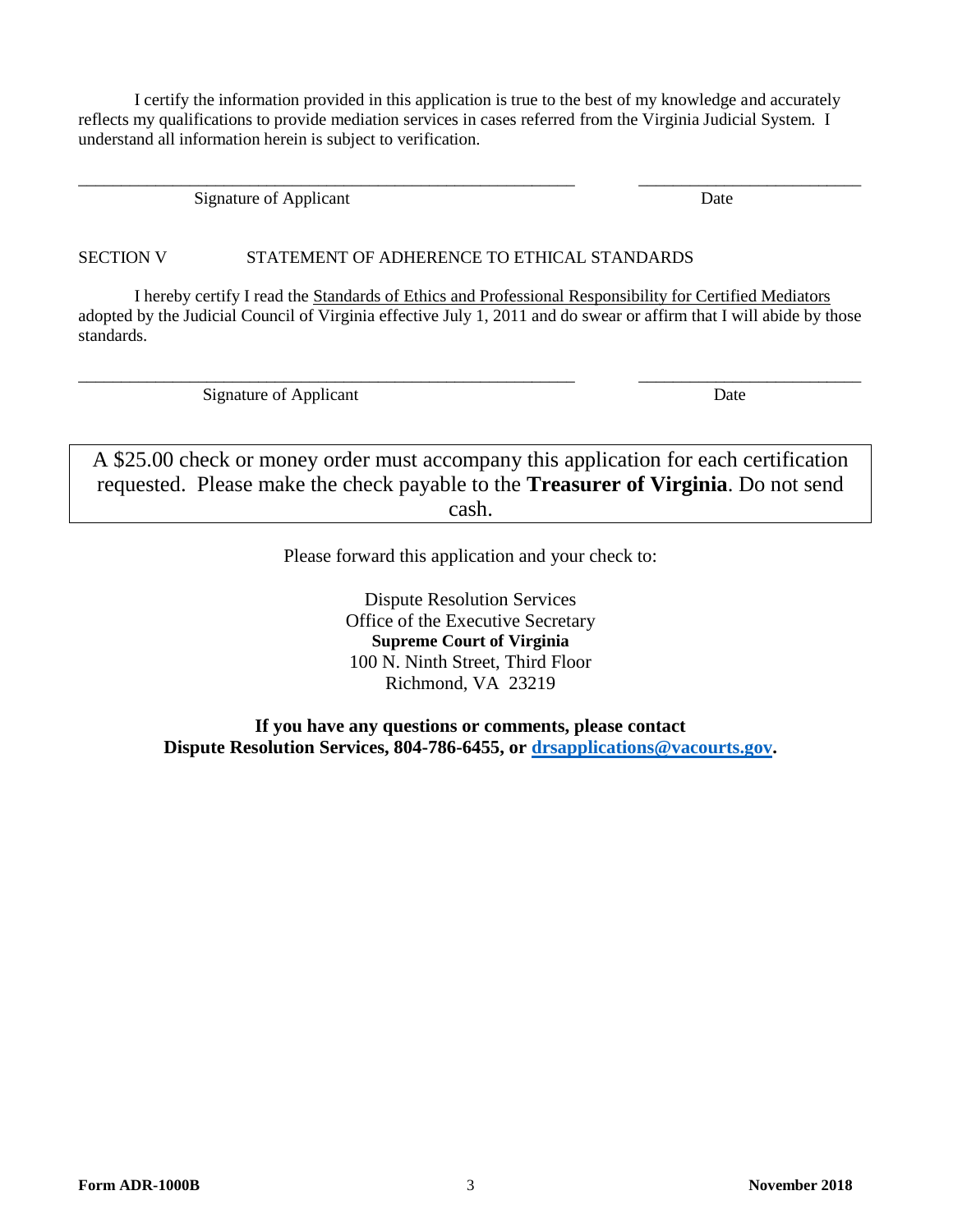I certify the information provided in this application is true to the best of my knowledge and accurately reflects my qualifications to provide mediation services in cases referred from the Virginia Judicial System. I understand all information herein is subject to verification.

_____________________________________________ _____________________
Signature of Applicant Date

SECTION V STATEMENT OF ADHERENCE TO ETHICAL STANDARDS

I hereby certify I read the Standards of Ethics and Professional Responsibility for Certified Mediators adopted by the Judicial Council of Virginia effective July 1, 2011 and do swear or affirm that I will abide by those standards.

_____________________________________________ _____________________
Signature of Applicant Date

A $25.00 check or money order must accompany this application for each certification requested. Please make the check payable to the **Treasurer of Virginia**. Do not send cash.

Please forward this application and your check to:

Dispute Resolution Services
Office of the Executive Secretary
**Supreme Court of Virginia**
100 N. Ninth Street, Third Floor
Richmond, VA 23219

**If you have any questions or comments, please contact**
**Dispute Resolution Services, 804-786-6455, or drsapplications@vacourts.gov.**